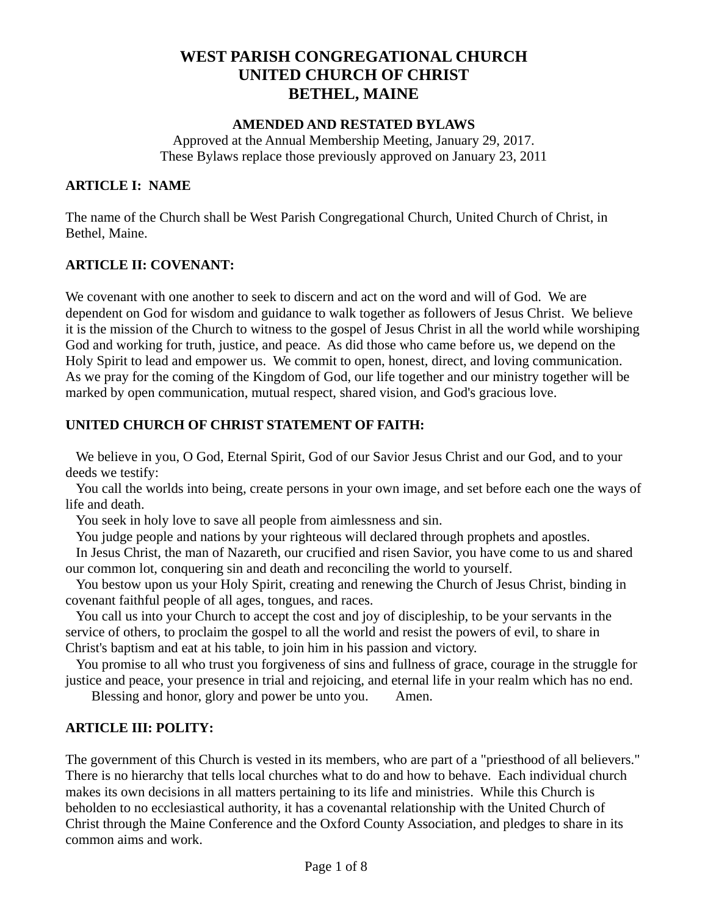# WEST PARISH CONGREGATIONAL CHURCH
# UNITED CHURCH OF CHRIST
# BETHEL, MAINE

### AMENDED AND RESTATED BYLAWS

Approved at the Annual Membership Meeting, January 29, 2017.
These Bylaws replace those previously approved on January 23, 2011

## ARTICLE I: NAME

The name of the Church shall be West Parish Congregational Church, United Church of Christ, in Bethel, Maine.

## ARTICLE II: COVENANT:

We covenant with one another to seek to discern and act on the word and will of God. We are dependent on God for wisdom and guidance to walk together as followers of Jesus Christ. We believe it is the mission of the Church to witness to the gospel of Jesus Christ in all the world while worshiping God and working for truth, justice, and peace. As did those who came before us, we depend on the Holy Spirit to lead and empower us. We commit to open, honest, direct, and loving communication. As we pray for the coming of the Kingdom of God, our life together and our ministry together will be marked by open communication, mutual respect, shared vision, and God's gracious love.

## UNITED CHURCH OF CHRIST STATEMENT OF FAITH:

We believe in you, O God, Eternal Spirit, God of our Savior Jesus Christ and our God, and to your deeds we testify:

You call the worlds into being, create persons in your own image, and set before each one the ways of life and death.

You seek in holy love to save all people from aimlessness and sin.

You judge people and nations by your righteous will declared through prophets and apostles.

In Jesus Christ, the man of Nazareth, our crucified and risen Savior, you have come to us and shared our common lot, conquering sin and death and reconciling the world to yourself.

You bestow upon us your Holy Spirit, creating and renewing the Church of Jesus Christ, binding in covenant faithful people of all ages, tongues, and races.

You call us into your Church to accept the cost and joy of discipleship, to be your servants in the service of others, to proclaim the gospel to all the world and resist the powers of evil, to share in Christ's baptism and eat at his table, to join him in his passion and victory.

You promise to all who trust you forgiveness of sins and fullness of grace, courage in the struggle for justice and peace, your presence in trial and rejoicing, and eternal life in your realm which has no end.

Blessing and honor, glory and power be unto you. Amen.

## ARTICLE III: POLITY:

The government of this Church is vested in its members, who are part of a "priesthood of all believers." There is no hierarchy that tells local churches what to do and how to behave. Each individual church makes its own decisions in all matters pertaining to its life and ministries. While this Church is beholden to no ecclesiastical authority, it has a covenantal relationship with the United Church of Christ through the Maine Conference and the Oxford County Association, and pledges to share in its common aims and work.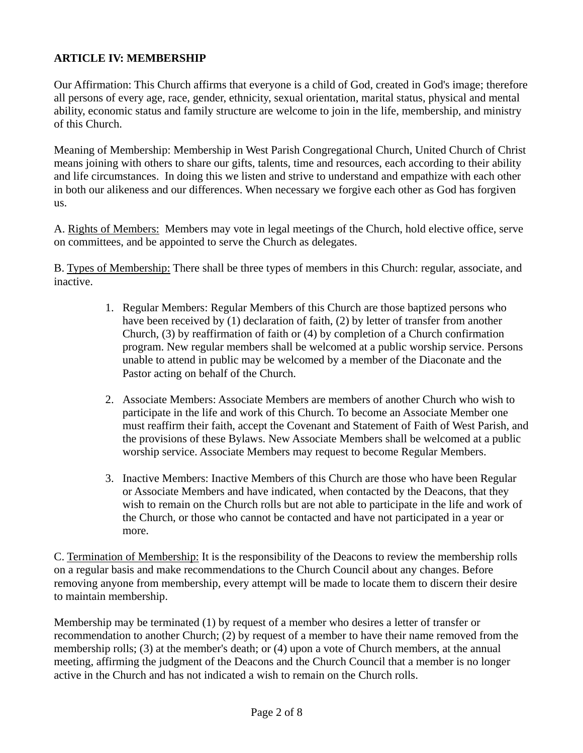**ARTICLE IV: MEMBERSHIP**

Our Affirmation: This Church affirms that everyone is a child of God, created in God's image; therefore all persons of every age, race, gender, ethnicity, sexual orientation, marital status, physical and mental ability, economic status and family structure are welcome to join in the life, membership, and ministry of this Church.

Meaning of Membership: Membership in West Parish Congregational Church, United Church of Christ means joining with others to share our gifts, talents, time and resources, each according to their ability and life circumstances. In doing this we listen and strive to understand and empathize with each other in both our alikeness and our differences. When necessary we forgive each other as God has forgiven us.

A. Rights of Members: Members may vote in legal meetings of the Church, hold elective office, serve on committees, and be appointed to serve the Church as delegates.

B. Types of Membership: There shall be three types of members in this Church: regular, associate, and inactive.

1. Regular Members: Regular Members of this Church are those baptized persons who have been received by (1) declaration of faith, (2) by letter of transfer from another Church, (3) by reaffirmation of faith or (4) by completion of a Church confirmation program. New regular members shall be welcomed at a public worship service. Persons unable to attend in public may be welcomed by a member of the Diaconate and the Pastor acting on behalf of the Church.

2. Associate Members: Associate Members are members of another Church who wish to participate in the life and work of this Church. To become an Associate Member one must reaffirm their faith, accept the Covenant and Statement of Faith of West Parish, and the provisions of these Bylaws. New Associate Members shall be welcomed at a public worship service. Associate Members may request to become Regular Members.

3. Inactive Members: Inactive Members of this Church are those who have been Regular or Associate Members and have indicated, when contacted by the Deacons, that they wish to remain on the Church rolls but are not able to participate in the life and work of the Church, or those who cannot be contacted and have not participated in a year or more.

C. Termination of Membership: It is the responsibility of the Deacons to review the membership rolls on a regular basis and make recommendations to the Church Council about any changes. Before removing anyone from membership, every attempt will be made to locate them to discern their desire to maintain membership.

Membership may be terminated (1) by request of a member who desires a letter of transfer or recommendation to another Church; (2) by request of a member to have their name removed from the membership rolls; (3) at the member's death; or (4) upon a vote of Church members, at the annual meeting, affirming the judgment of the Deacons and the Church Council that a member is no longer active in the Church and has not indicated a wish to remain on the Church rolls.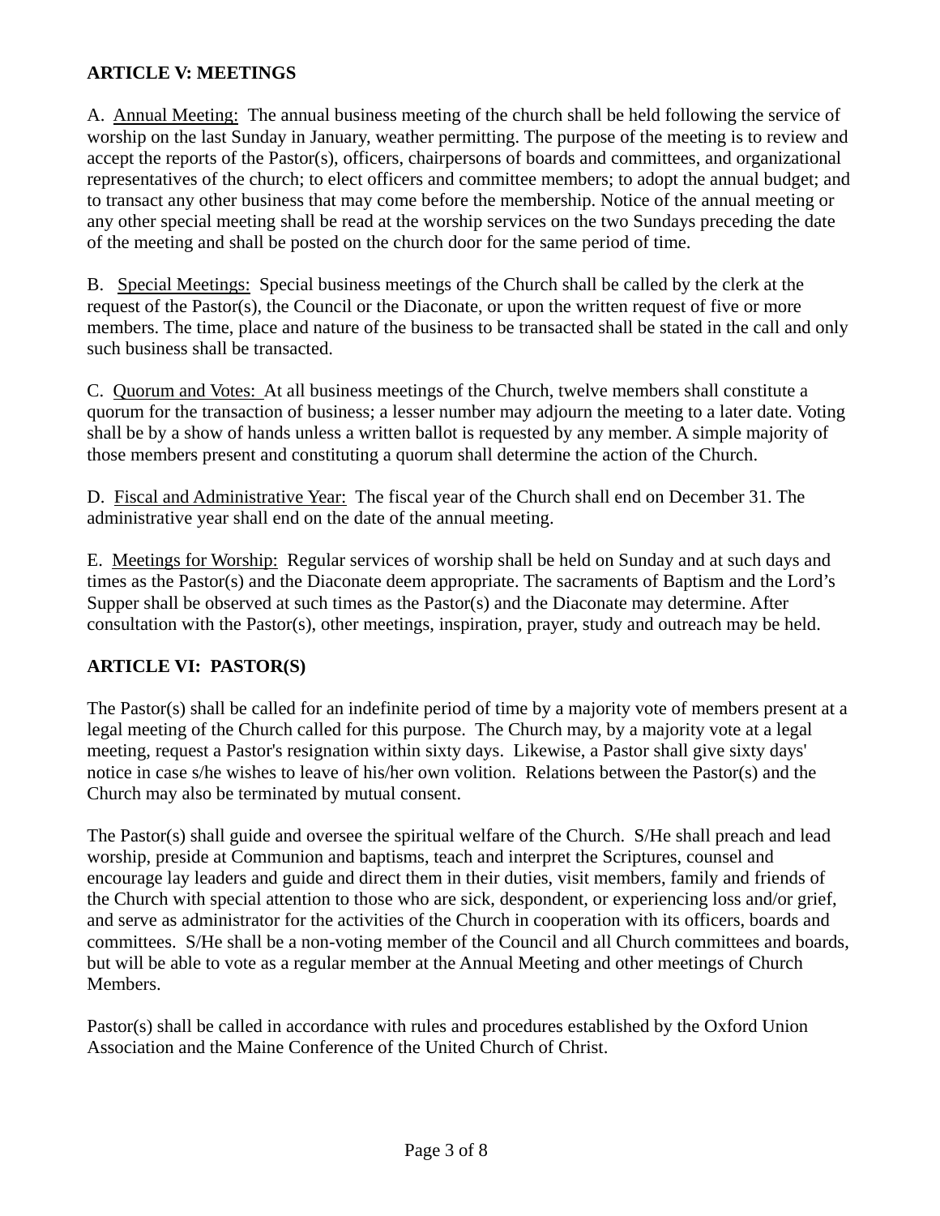## ARTICLE V: MEETINGS

A. Annual Meeting: The annual business meeting of the church shall be held following the service of worship on the last Sunday in January, weather permitting. The purpose of the meeting is to review and accept the reports of the Pastor(s), officers, chairpersons of boards and committees, and organizational representatives of the church; to elect officers and committee members; to adopt the annual budget; and to transact any other business that may come before the membership. Notice of the annual meeting or any other special meeting shall be read at the worship services on the two Sundays preceding the date of the meeting and shall be posted on the church door for the same period of time.

B. Special Meetings: Special business meetings of the Church shall be called by the clerk at the request of the Pastor(s), the Council or the Diaconate, or upon the written request of five or more members. The time, place and nature of the business to be transacted shall be stated in the call and only such business shall be transacted.

C. Quorum and Votes: At all business meetings of the Church, twelve members shall constitute a quorum for the transaction of business; a lesser number may adjourn the meeting to a later date. Voting shall be by a show of hands unless a written ballot is requested by any member. A simple majority of those members present and constituting a quorum shall determine the action of the Church.

D. Fiscal and Administrative Year: The fiscal year of the Church shall end on December 31. The administrative year shall end on the date of the annual meeting.

E. Meetings for Worship: Regular services of worship shall be held on Sunday and at such days and times as the Pastor(s) and the Diaconate deem appropriate. The sacraments of Baptism and the Lord's Supper shall be observed at such times as the Pastor(s) and the Diaconate may determine. After consultation with the Pastor(s), other meetings, inspiration, prayer, study and outreach may be held.

## ARTICLE VI: PASTOR(S)

The Pastor(s) shall be called for an indefinite period of time by a majority vote of members present at a legal meeting of the Church called for this purpose. The Church may, by a majority vote at a legal meeting, request a Pastor's resignation within sixty days. Likewise, a Pastor shall give sixty days' notice in case s/he wishes to leave of his/her own volition. Relations between the Pastor(s) and the Church may also be terminated by mutual consent.

The Pastor(s) shall guide and oversee the spiritual welfare of the Church. S/He shall preach and lead worship, preside at Communion and baptisms, teach and interpret the Scriptures, counsel and encourage lay leaders and guide and direct them in their duties, visit members, family and friends of the Church with special attention to those who are sick, despondent, or experiencing loss and/or grief, and serve as administrator for the activities of the Church in cooperation with its officers, boards and committees. S/He shall be a non-voting member of the Council and all Church committees and boards, but will be able to vote as a regular member at the Annual Meeting and other meetings of Church Members.

Pastor(s) shall be called in accordance with rules and procedures established by the Oxford Union Association and the Maine Conference of the United Church of Christ.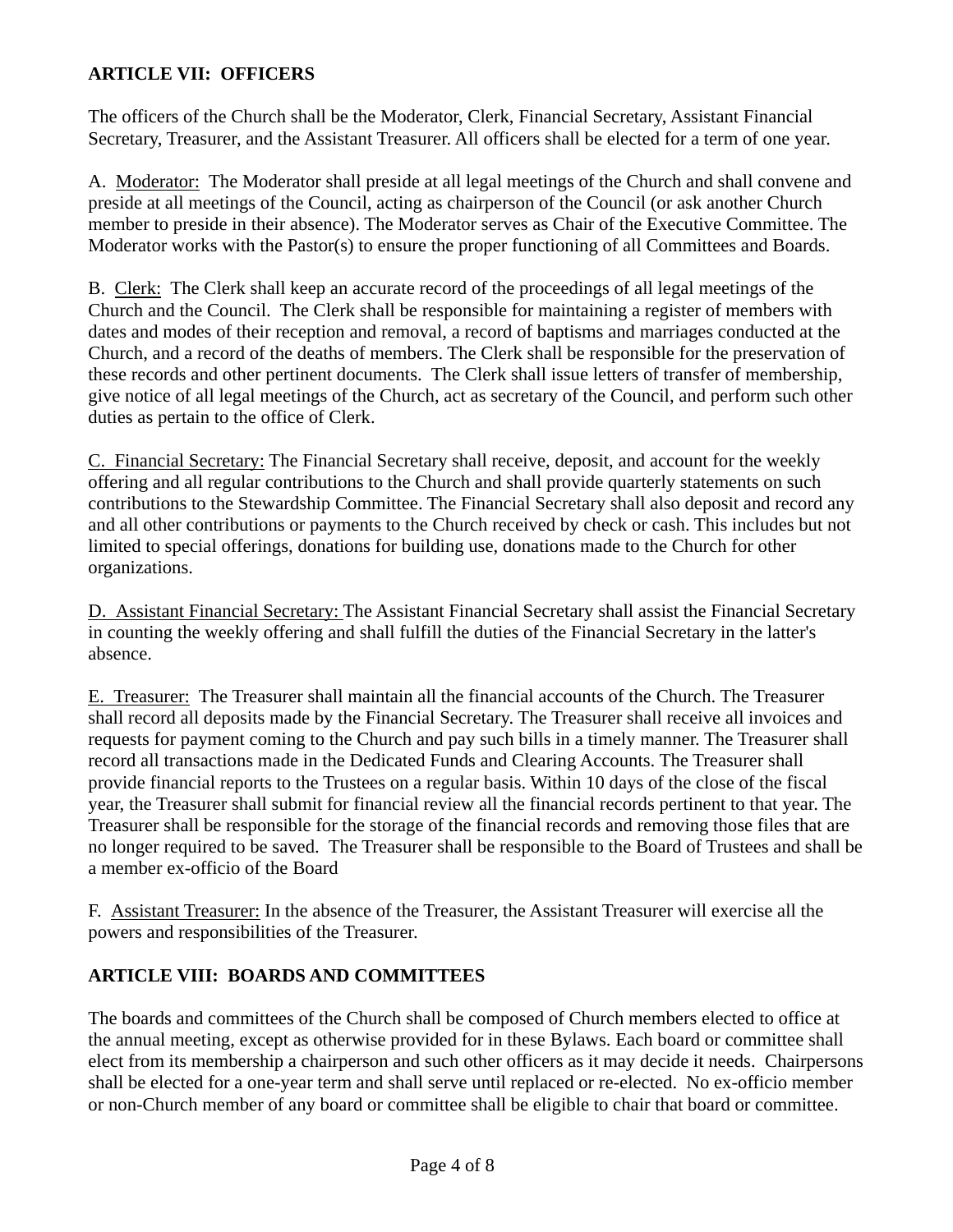## ARTICLE VII: OFFICERS

The officers of the Church shall be the Moderator, Clerk, Financial Secretary, Assistant Financial Secretary, Treasurer, and the Assistant Treasurer. All officers shall be elected for a term of one year.

A. Moderator: The Moderator shall preside at all legal meetings of the Church and shall convene and preside at all meetings of the Council, acting as chairperson of the Council (or ask another Church member to preside in their absence). The Moderator serves as Chair of the Executive Committee. The Moderator works with the Pastor(s) to ensure the proper functioning of all Committees and Boards.

B. Clerk: The Clerk shall keep an accurate record of the proceedings of all legal meetings of the Church and the Council. The Clerk shall be responsible for maintaining a register of members with dates and modes of their reception and removal, a record of baptisms and marriages conducted at the Church, and a record of the deaths of members. The Clerk shall be responsible for the preservation of these records and other pertinent documents. The Clerk shall issue letters of transfer of membership, give notice of all legal meetings of the Church, act as secretary of the Council, and perform such other duties as pertain to the office of Clerk.

C. Financial Secretary: The Financial Secretary shall receive, deposit, and account for the weekly offering and all regular contributions to the Church and shall provide quarterly statements on such contributions to the Stewardship Committee. The Financial Secretary shall also deposit and record any and all other contributions or payments to the Church received by check or cash. This includes but not limited to special offerings, donations for building use, donations made to the Church for other organizations.

D. Assistant Financial Secretary: The Assistant Financial Secretary shall assist the Financial Secretary in counting the weekly offering and shall fulfill the duties of the Financial Secretary in the latter's absence.

E. Treasurer: The Treasurer shall maintain all the financial accounts of the Church. The Treasurer shall record all deposits made by the Financial Secretary. The Treasurer shall receive all invoices and requests for payment coming to the Church and pay such bills in a timely manner. The Treasurer shall record all transactions made in the Dedicated Funds and Clearing Accounts. The Treasurer shall provide financial reports to the Trustees on a regular basis. Within 10 days of the close of the fiscal year, the Treasurer shall submit for financial review all the financial records pertinent to that year. The Treasurer shall be responsible for the storage of the financial records and removing those files that are no longer required to be saved. The Treasurer shall be responsible to the Board of Trustees and shall be a member ex-officio of the Board

F. Assistant Treasurer: In the absence of the Treasurer, the Assistant Treasurer will exercise all the powers and responsibilities of the Treasurer.

## ARTICLE VIII: BOARDS AND COMMITTEES

The boards and committees of the Church shall be composed of Church members elected to office at the annual meeting, except as otherwise provided for in these Bylaws. Each board or committee shall elect from its membership a chairperson and such other officers as it may decide it needs. Chairpersons shall be elected for a one-year term and shall serve until replaced or re-elected. No ex-officio member or non-Church member of any board or committee shall be eligible to chair that board or committee.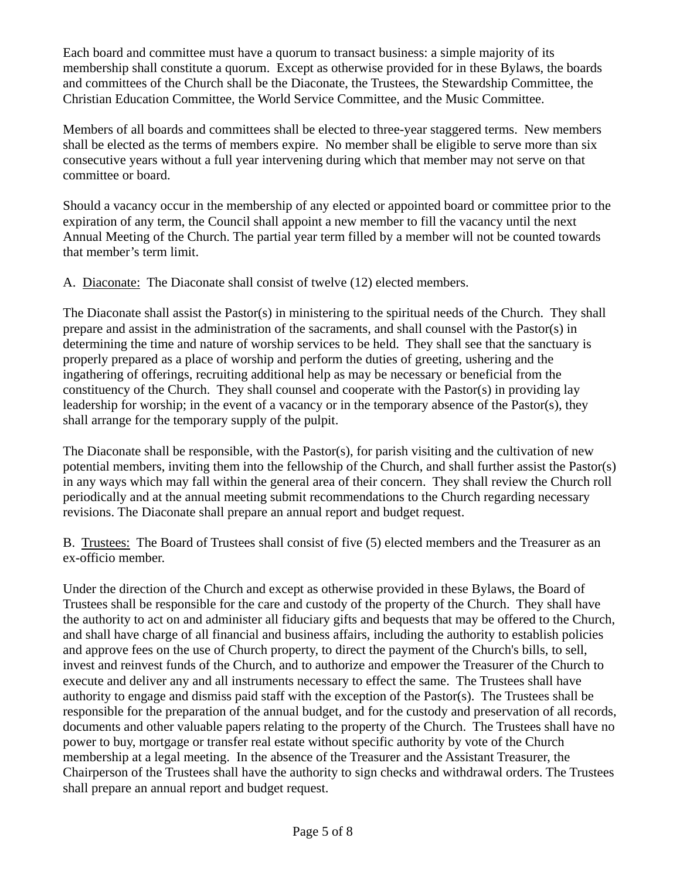Each board and committee must have a quorum to transact business: a simple majority of its membership shall constitute a quorum. Except as otherwise provided for in these Bylaws, the boards and committees of the Church shall be the Diaconate, the Trustees, the Stewardship Committee, the Christian Education Committee, the World Service Committee, and the Music Committee.

Members of all boards and committees shall be elected to three-year staggered terms. New members shall be elected as the terms of members expire. No member shall be eligible to serve more than six consecutive years without a full year intervening during which that member may not serve on that committee or board.

Should a vacancy occur in the membership of any elected or appointed board or committee prior to the expiration of any term, the Council shall appoint a new member to fill the vacancy until the next Annual Meeting of the Church. The partial year term filled by a member will not be counted towards that member's term limit.

A. <u>Diaconate:</u> The Diaconate shall consist of twelve (12) elected members.

The Diaconate shall assist the Pastor(s) in ministering to the spiritual needs of the Church. They shall prepare and assist in the administration of the sacraments, and shall counsel with the Pastor(s) in determining the time and nature of worship services to be held. They shall see that the sanctuary is properly prepared as a place of worship and perform the duties of greeting, ushering and the ingathering of offerings, recruiting additional help as may be necessary or beneficial from the constituency of the Church. They shall counsel and cooperate with the Pastor(s) in providing lay leadership for worship; in the event of a vacancy or in the temporary absence of the Pastor(s), they shall arrange for the temporary supply of the pulpit.

The Diaconate shall be responsible, with the Pastor(s), for parish visiting and the cultivation of new potential members, inviting them into the fellowship of the Church, and shall further assist the Pastor(s) in any ways which may fall within the general area of their concern. They shall review the Church roll periodically and at the annual meeting submit recommendations to the Church regarding necessary revisions. The Diaconate shall prepare an annual report and budget request.

B. <u>Trustees:</u> The Board of Trustees shall consist of five (5) elected members and the Treasurer as an ex-officio member.

Under the direction of the Church and except as otherwise provided in these Bylaws, the Board of Trustees shall be responsible for the care and custody of the property of the Church. They shall have the authority to act on and administer all fiduciary gifts and bequests that may be offered to the Church, and shall have charge of all financial and business affairs, including the authority to establish policies and approve fees on the use of Church property, to direct the payment of the Church's bills, to sell, invest and reinvest funds of the Church, and to authorize and empower the Treasurer of the Church to execute and deliver any and all instruments necessary to effect the same. The Trustees shall have authority to engage and dismiss paid staff with the exception of the Pastor(s). The Trustees shall be responsible for the preparation of the annual budget, and for the custody and preservation of all records, documents and other valuable papers relating to the property of the Church. The Trustees shall have no power to buy, mortgage or transfer real estate without specific authority by vote of the Church membership at a legal meeting. In the absence of the Treasurer and the Assistant Treasurer, the Chairperson of the Trustees shall have the authority to sign checks and withdrawal orders. The Trustees shall prepare an annual report and budget request.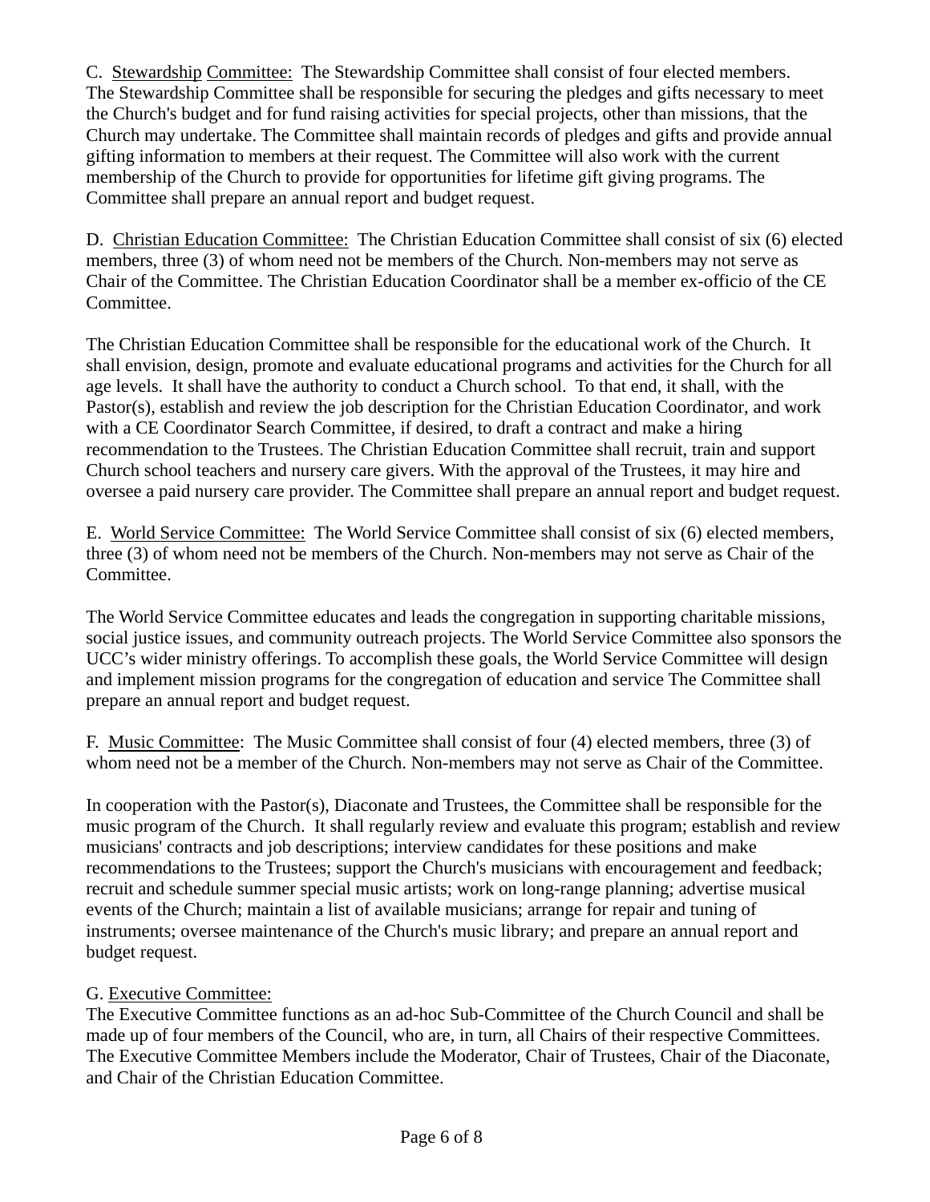C. Stewardship Committee: The Stewardship Committee shall consist of four elected members. The Stewardship Committee shall be responsible for securing the pledges and gifts necessary to meet the Church's budget and for fund raising activities for special projects, other than missions, that the Church may undertake. The Committee shall maintain records of pledges and gifts and provide annual gifting information to members at their request. The Committee will also work with the current membership of the Church to provide for opportunities for lifetime gift giving programs. The Committee shall prepare an annual report and budget request.

D. Christian Education Committee: The Christian Education Committee shall consist of six (6) elected members, three (3) of whom need not be members of the Church. Non-members may not serve as Chair of the Committee. The Christian Education Coordinator shall be a member ex-officio of the CE Committee.

The Christian Education Committee shall be responsible for the educational work of the Church. It shall envision, design, promote and evaluate educational programs and activities for the Church for all age levels. It shall have the authority to conduct a Church school. To that end, it shall, with the Pastor(s), establish and review the job description for the Christian Education Coordinator, and work with a CE Coordinator Search Committee, if desired, to draft a contract and make a hiring recommendation to the Trustees. The Christian Education Committee shall recruit, train and support Church school teachers and nursery care givers. With the approval of the Trustees, it may hire and oversee a paid nursery care provider. The Committee shall prepare an annual report and budget request.

E. World Service Committee: The World Service Committee shall consist of six (6) elected members, three (3) of whom need not be members of the Church. Non-members may not serve as Chair of the Committee.

The World Service Committee educates and leads the congregation in supporting charitable missions, social justice issues, and community outreach projects. The World Service Committee also sponsors the UCC's wider ministry offerings. To accomplish these goals, the World Service Committee will design and implement mission programs for the congregation of education and service The Committee shall prepare an annual report and budget request.

F. Music Committee: The Music Committee shall consist of four (4) elected members, three (3) of whom need not be a member of the Church. Non-members may not serve as Chair of the Committee.

In cooperation with the Pastor(s), Diaconate and Trustees, the Committee shall be responsible for the music program of the Church. It shall regularly review and evaluate this program; establish and review musicians' contracts and job descriptions; interview candidates for these positions and make recommendations to the Trustees; support the Church's musicians with encouragement and feedback; recruit and schedule summer special music artists; work on long-range planning; advertise musical events of the Church; maintain a list of available musicians; arrange for repair and tuning of instruments; oversee maintenance of the Church's music library; and prepare an annual report and budget request.

G. Executive Committee:
The Executive Committee functions as an ad-hoc Sub-Committee of the Church Council and shall be made up of four members of the Council, who are, in turn, all Chairs of their respective Committees. The Executive Committee Members include the Moderator, Chair of Trustees, Chair of the Diaconate, and Chair of the Christian Education Committee.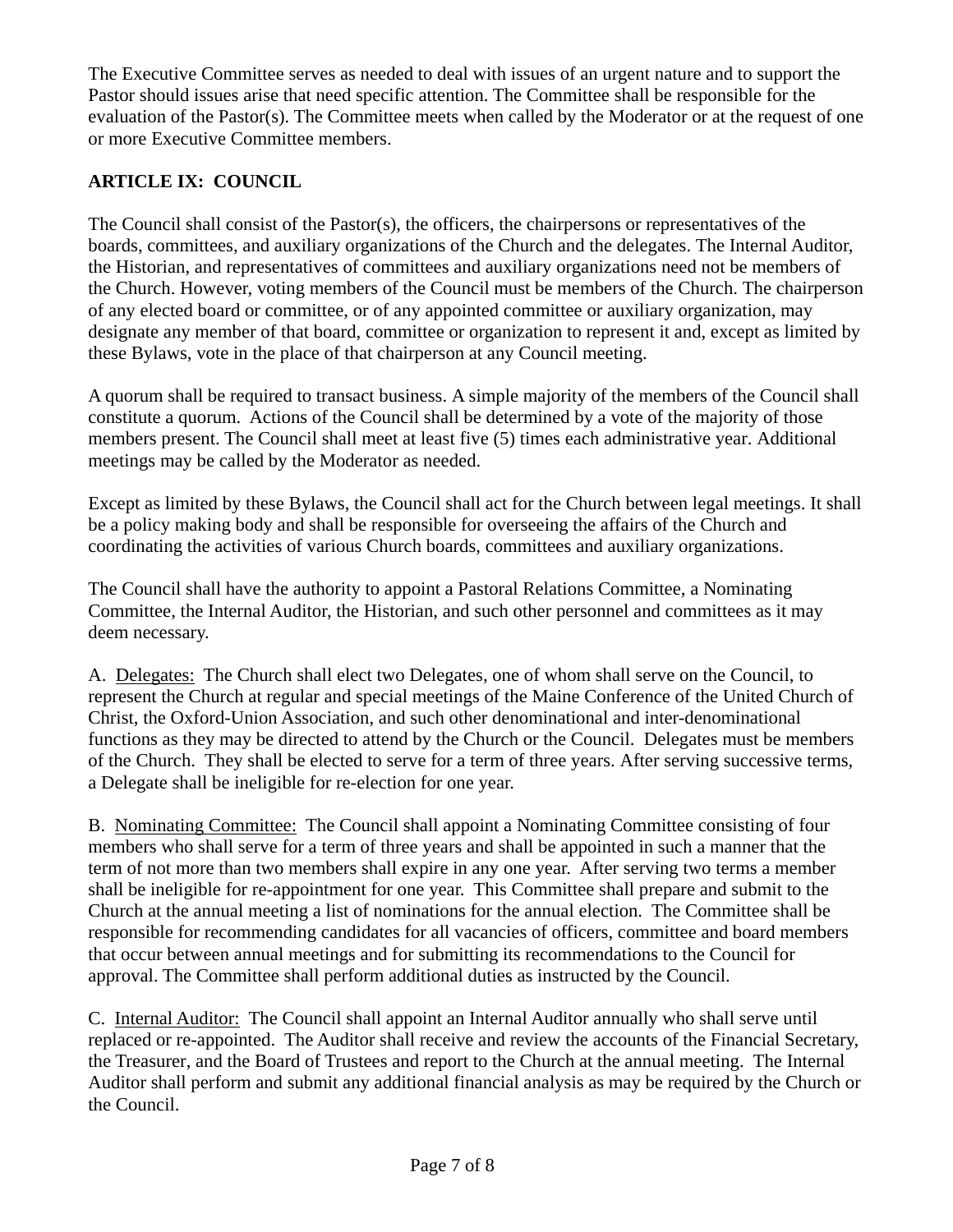The Executive Committee serves as needed to deal with issues of an urgent nature and to support the Pastor should issues arise that need specific attention. The Committee shall be responsible for the evaluation of the Pastor(s). The Committee meets when called by the Moderator or at the request of one or more Executive Committee members.

**ARTICLE IX: COUNCIL**

The Council shall consist of the Pastor(s), the officers, the chairpersons or representatives of the boards, committees, and auxiliary organizations of the Church and the delegates. The Internal Auditor, the Historian, and representatives of committees and auxiliary organizations need not be members of the Church. However, voting members of the Council must be members of the Church. The chairperson of any elected board or committee, or of any appointed committee or auxiliary organization, may designate any member of that board, committee or organization to represent it and, except as limited by these Bylaws, vote in the place of that chairperson at any Council meeting.

A quorum shall be required to transact business. A simple majority of the members of the Council shall constitute a quorum. Actions of the Council shall be determined by a vote of the majority of those members present. The Council shall meet at least five (5) times each administrative year. Additional meetings may be called by the Moderator as needed.

Except as limited by these Bylaws, the Council shall act for the Church between legal meetings. It shall be a policy making body and shall be responsible for overseeing the affairs of the Church and coordinating the activities of various Church boards, committees and auxiliary organizations.

The Council shall have the authority to appoint a Pastoral Relations Committee, a Nominating Committee, the Internal Auditor, the Historian, and such other personnel and committees as it may deem necessary.

A. Delegates: The Church shall elect two Delegates, one of whom shall serve on the Council, to represent the Church at regular and special meetings of the Maine Conference of the United Church of Christ, the Oxford-Union Association, and such other denominational and inter-denominational functions as they may be directed to attend by the Church or the Council. Delegates must be members of the Church. They shall be elected to serve for a term of three years. After serving successive terms, a Delegate shall be ineligible for re-election for one year.

B. Nominating Committee: The Council shall appoint a Nominating Committee consisting of four members who shall serve for a term of three years and shall be appointed in such a manner that the term of not more than two members shall expire in any one year. After serving two terms a member shall be ineligible for re-appointment for one year. This Committee shall prepare and submit to the Church at the annual meeting a list of nominations for the annual election. The Committee shall be responsible for recommending candidates for all vacancies of officers, committee and board members that occur between annual meetings and for submitting its recommendations to the Council for approval. The Committee shall perform additional duties as instructed by the Council.

C. Internal Auditor: The Council shall appoint an Internal Auditor annually who shall serve until replaced or re-appointed. The Auditor shall receive and review the accounts of the Financial Secretary, the Treasurer, and the Board of Trustees and report to the Church at the annual meeting. The Internal Auditor shall perform and submit any additional financial analysis as may be required by the Church or the Council.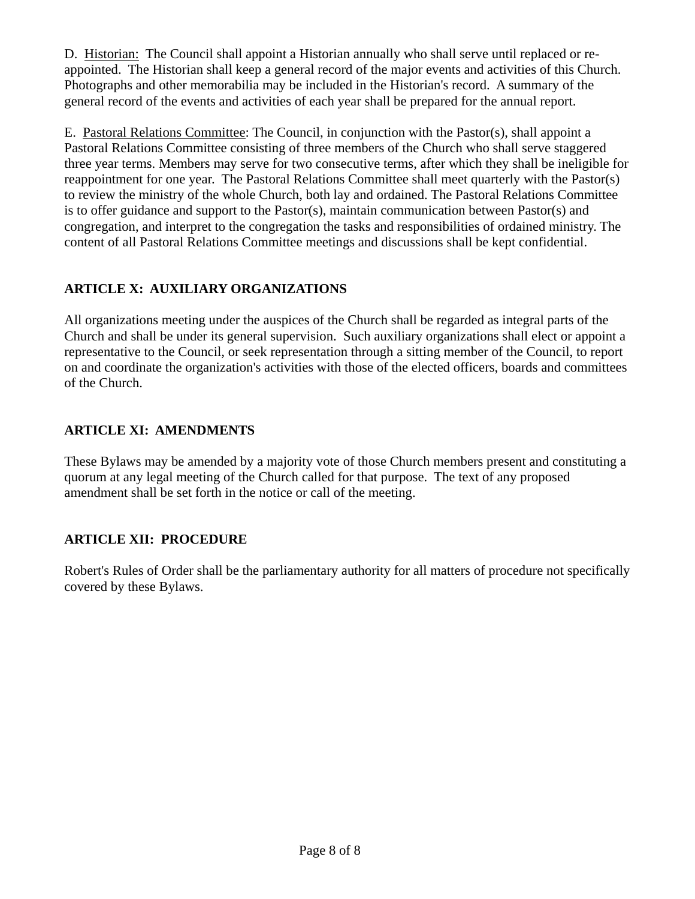D. Historian: The Council shall appoint a Historian annually who shall serve until replaced or re-appointed. The Historian shall keep a general record of the major events and activities of this Church. Photographs and other memorabilia may be included in the Historian's record. A summary of the general record of the events and activities of each year shall be prepared for the annual report.

E. Pastoral Relations Committee: The Council, in conjunction with the Pastor(s), shall appoint a Pastoral Relations Committee consisting of three members of the Church who shall serve staggered three year terms. Members may serve for two consecutive terms, after which they shall be ineligible for reappointment for one year. The Pastoral Relations Committee shall meet quarterly with the Pastor(s) to review the ministry of the whole Church, both lay and ordained. The Pastoral Relations Committee is to offer guidance and support to the Pastor(s), maintain communication between Pastor(s) and congregation, and interpret to the congregation the tasks and responsibilities of ordained ministry. The content of all Pastoral Relations Committee meetings and discussions shall be kept confidential.

## ARTICLE X: AUXILIARY ORGANIZATIONS

All organizations meeting under the auspices of the Church shall be regarded as integral parts of the Church and shall be under its general supervision. Such auxiliary organizations shall elect or appoint a representative to the Council, or seek representation through a sitting member of the Council, to report on and coordinate the organization's activities with those of the elected officers, boards and committees of the Church.

## ARTICLE XI: AMENDMENTS

These Bylaws may be amended by a majority vote of those Church members present and constituting a quorum at any legal meeting of the Church called for that purpose. The text of any proposed amendment shall be set forth in the notice or call of the meeting.

## ARTICLE XII: PROCEDURE

Robert's Rules of Order shall be the parliamentary authority for all matters of procedure not specifically covered by these Bylaws.